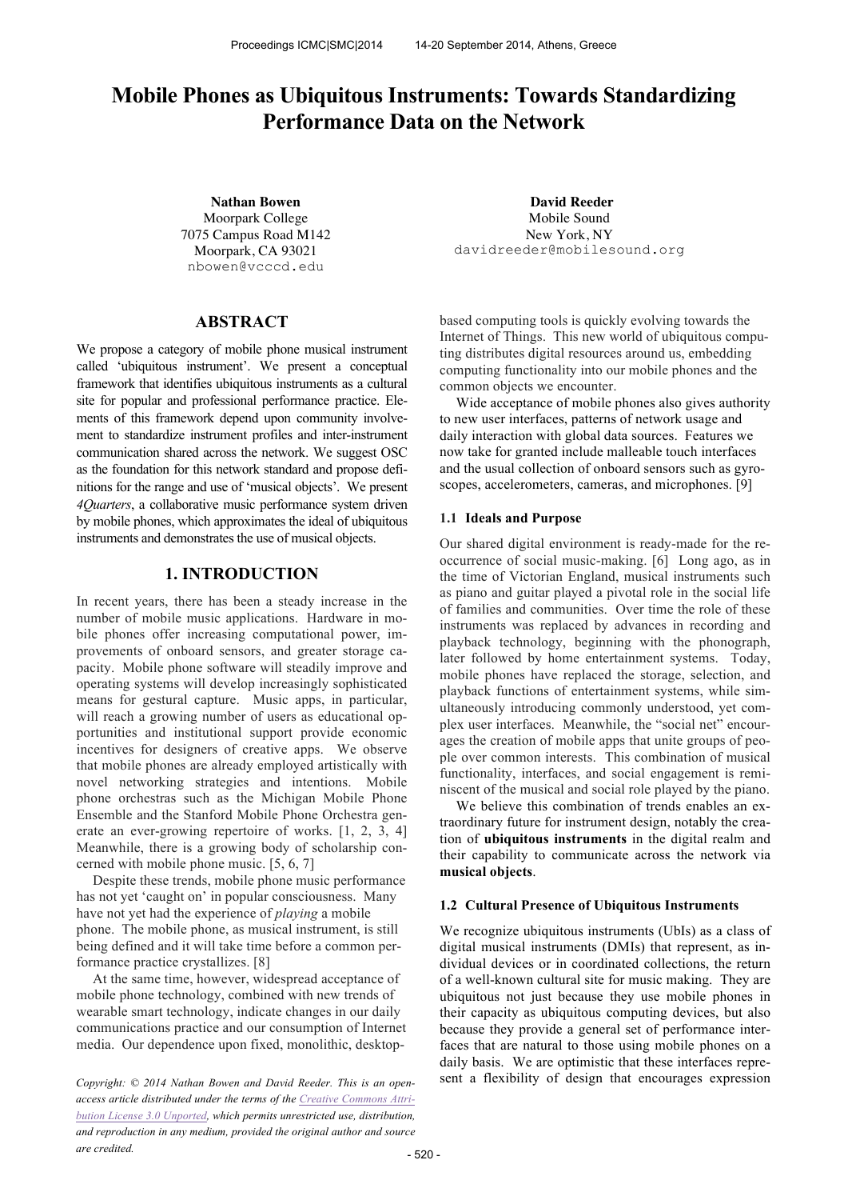# Mobile Phones as Ubiquitous Instruments: Towards Standardizing Performance Data on the Network

**Nathan Bowen**
Moorpark College
7075 Campus Road M142
Moorpark, CA 93021
nbowen@vcccd.edu

**David Reeder**
Mobile Sound
New York, NY
davidreeder@mobilesound.org

## ABSTRACT

We propose a category of mobile phone musical instrument called 'ubiquitous instrument'. We present a conceptual framework that identifies ubiquitous instruments as a cultural site for popular and professional performance practice. Elements of this framework depend upon community involvement to standardize instrument profiles and inter-instrument communication shared across the network. We suggest OSC as the foundation for this network standard and propose definitions for the range and use of 'musical objects'. We present *4Quarters*, a collaborative music performance system driven by mobile phones, which approximates the ideal of ubiquitous instruments and demonstrates the use of musical objects.

## 1. INTRODUCTION

In recent years, there has been a steady increase in the number of mobile music applications. Hardware in mobile phones offer increasing computational power, improvements of onboard sensors, and greater storage capacity. Mobile phone software will steadily improve and operating systems will develop increasingly sophisticated means for gestural capture. Music apps, in particular, will reach a growing number of users as educational opportunities and institutional support provide economic incentives for designers of creative apps. We observe that mobile phones are already employed artistically with novel networking strategies and intentions. Mobile phone orchestras such as the Michigan Mobile Phone Ensemble and the Stanford Mobile Phone Orchestra generate an ever-growing repertoire of works. [1, 2, 3, 4] Meanwhile, there is a growing body of scholarship concerned with mobile phone music. [5, 6, 7]

Despite these trends, mobile phone music performance has not yet 'caught on' in popular consciousness. Many have not yet had the experience of *playing* a mobile phone. The mobile phone, as musical instrument, is still being defined and it will take time before a common performance practice crystallizes. [8]

At the same time, however, widespread acceptance of mobile phone technology, combined with new trends of wearable smart technology, indicate changes in our daily communications practice and our consumption of Internet media. Our dependence upon fixed, monolithic, desktop-based computing tools is quickly evolving towards the Internet of Things. This new world of ubiquitous computing distributes digital resources around us, embedding computing functionality into our mobile phones and the common objects we encounter.

Wide acceptance of mobile phones also gives authority to new user interfaces, patterns of network usage and daily interaction with global data sources. Features we now take for granted include malleable touch interfaces and the usual collection of onboard sensors such as gyroscopes, accelerometers, cameras, and microphones. [9]

### 1.1 Ideals and Purpose

Our shared digital environment is ready-made for the reoccurrence of social music-making. [6] Long ago, as in the time of Victorian England, musical instruments such as piano and guitar played a pivotal role in the social life of families and communities. Over time the role of these instruments was replaced by advances in recording and playback technology, beginning with the phonograph, later followed by home entertainment systems. Today, mobile phones have replaced the storage, selection, and playback functions of entertainment systems, while simultaneously introducing commonly understood, yet complex user interfaces. Meanwhile, the "social net" encourages the creation of mobile apps that unite groups of people over common interests. This combination of musical functionality, interfaces, and social engagement is reminiscent of the musical and social role played by the piano.

We believe this combination of trends enables an extraordinary future for instrument design, notably the creation of **ubiquitous instruments** in the digital realm and their capability to communicate across the network via **musical objects**.

### 1.2 Cultural Presence of Ubiquitous Instruments

We recognize ubiquitous instruments (UbIs) as a class of digital musical instruments (DMIs) that represent, as individual devices or in coordinated collections, the return of a well-known cultural site for music making. They are ubiquitous not just because they use mobile phones in their capacity as ubiquitous computing devices, but also because they provide a general set of performance interfaces that are natural to those using mobile phones on a daily basis. We are optimistic that these interfaces represent a flexibility of design that encourages expression

*Copyright: © 2014 Nathan Bowen and David Reeder. This is an open-access article distributed under the terms of the Creative Commons Attribution License 3.0 Unported, which permits unrestricted use, distribution, and reproduction in any medium, provided the original author and source are credited.*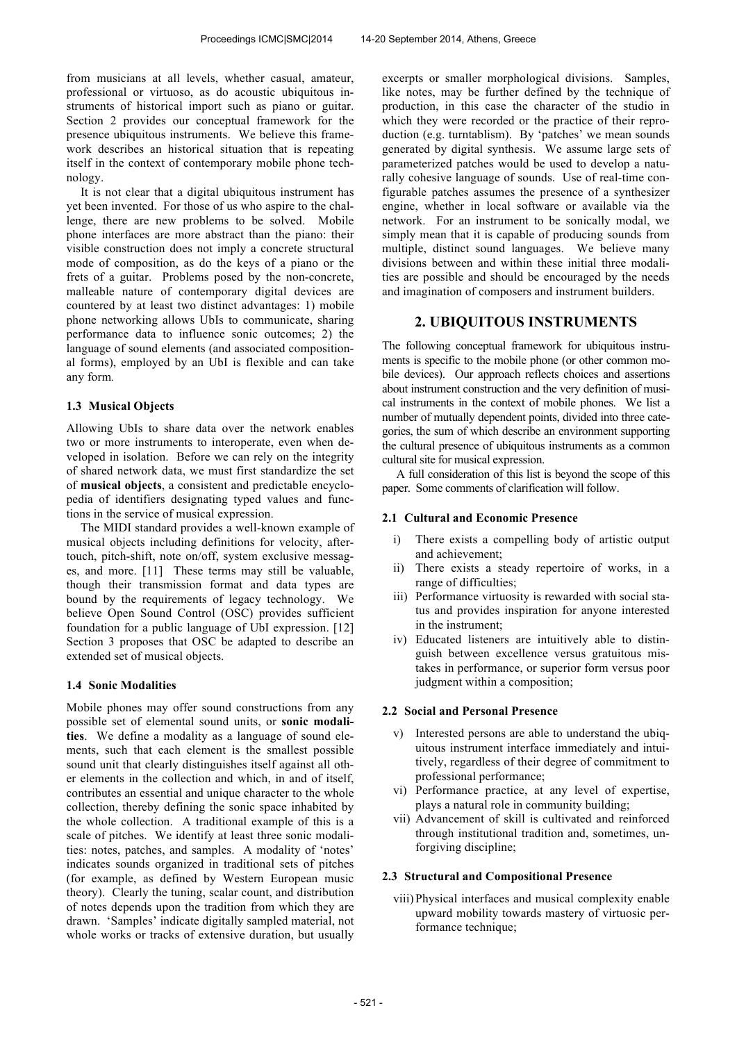from musicians at all levels, whether casual, amateur, professional or virtuoso, as do acoustic ubiquitous instruments of historical import such as piano or guitar. Section 2 provides our conceptual framework for the presence ubiquitous instruments. We believe this framework describes an historical situation that is repeating itself in the context of contemporary mobile phone technology.

It is not clear that a digital ubiquitous instrument has yet been invented. For those of us who aspire to the challenge, there are new problems to be solved. Mobile phone interfaces are more abstract than the piano: their visible construction does not imply a concrete structural mode of composition, as do the keys of a piano or the frets of a guitar. Problems posed by the non-concrete, malleable nature of contemporary digital devices are countered by at least two distinct advantages: 1) mobile phone networking allows UbIs to communicate, sharing performance data to influence sonic outcomes; 2) the language of sound elements (and associated compositional forms), employed by an UbI is flexible and can take any form.

### 1.3 Musical Objects

Allowing UbIs to share data over the network enables two or more instruments to interoperate, even when developed in isolation. Before we can rely on the integrity of shared network data, we must first standardize the set of **musical objects**, a consistent and predictable encyclopedia of identifiers designating typed values and functions in the service of musical expression.

The MIDI standard provides a well-known example of musical objects including definitions for velocity, aftertouch, pitch-shift, note on/off, system exclusive messages, and more. [11] These terms may still be valuable, though their transmission format and data types are bound by the requirements of legacy technology. We believe Open Sound Control (OSC) provides sufficient foundation for a public language of UbI expression. [12] Section 3 proposes that OSC be adapted to describe an extended set of musical objects.

### 1.4 Sonic Modalities

Mobile phones may offer sound constructions from any possible set of elemental sound units, or **sonic modalities**. We define a modality as a language of sound elements, such that each element is the smallest possible sound unit that clearly distinguishes itself against all other elements in the collection and which, in and of itself, contributes an essential and unique character to the whole collection, thereby defining the sonic space inhabited by the whole collection. A traditional example of this is a scale of pitches. We identify at least three sonic modalities: notes, patches, and samples. A modality of 'notes' indicates sounds organized in traditional sets of pitches (for example, as defined by Western European music theory). Clearly the tuning, scalar count, and distribution of notes depends upon the tradition from which they are drawn. 'Samples' indicate digitally sampled material, not whole works or tracks of extensive duration, but usually excerpts or smaller morphological divisions. Samples, like notes, may be further defined by the technique of production, in this case the character of the studio in which they were recorded or the practice of their reproduction (e.g. turntablism). By 'patches' we mean sounds generated by digital synthesis. We assume large sets of parameterized patches would be used to develop a naturally cohesive language of sounds. Use of real-time configurable patches assumes the presence of a synthesizer engine, whether in local software or available via the network. For an instrument to be sonically modal, we simply mean that it is capable of producing sounds from multiple, distinct sound languages. We believe many divisions between and within these initial three modalities are possible and should be encouraged by the needs and imagination of composers and instrument builders.

## 2. UBIQUITOUS INSTRUMENTS

The following conceptual framework for ubiquitous instruments is specific to the mobile phone (or other common mobile devices). Our approach reflects choices and assertions about instrument construction and the very definition of musical instruments in the context of mobile phones. We list a number of mutually dependent points, divided into three categories, the sum of which describe an environment supporting the cultural presence of ubiquitous instruments as a common cultural site for musical expression.

A full consideration of this list is beyond the scope of this paper. Some comments of clarification will follow.

### 2.1 Cultural and Economic Presence

i) There exists a compelling body of artistic output and achievement;
ii) There exists a steady repertoire of works, in a range of difficulties;
iii) Performance virtuosity is rewarded with social status and provides inspiration for anyone interested in the instrument;
iv) Educated listeners are intuitively able to distinguish between excellence versus gratuitous mistakes in performance, or superior form versus poor judgment within a composition;

### 2.2 Social and Personal Presence

v) Interested persons are able to understand the ubiquitous instrument interface immediately and intuitively, regardless of their degree of commitment to professional performance;
vi) Performance practice, at any level of expertise, plays a natural role in community building;
vii) Advancement of skill is cultivated and reinforced through institutional tradition and, sometimes, unforgiving discipline;

### 2.3 Structural and Compositional Presence

viii) Physical interfaces and musical complexity enable upward mobility towards mastery of virtuosic performance technique;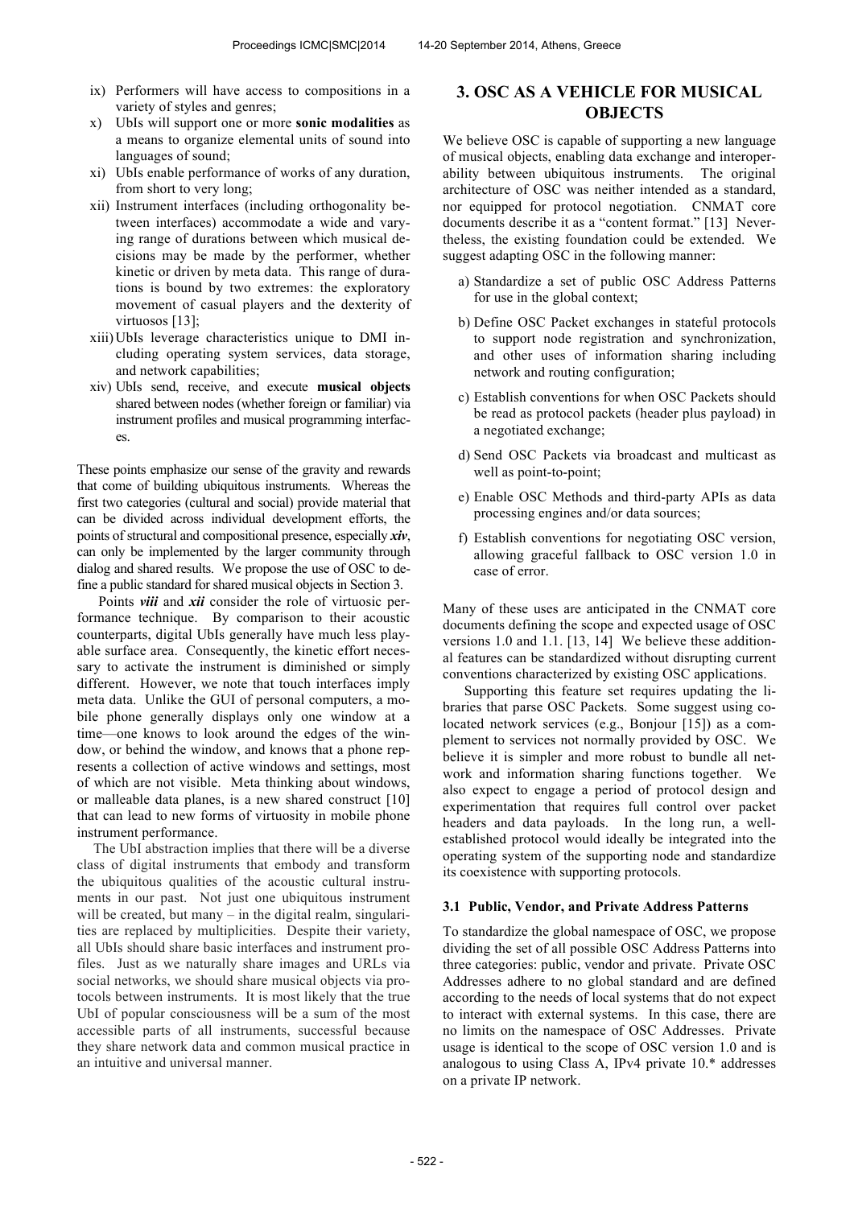- ix) Performers will have access to compositions in a variety of styles and genres;
- x) UbIs will support one or more **sonic modalities** as a means to organize elemental units of sound into languages of sound;
- xi) UbIs enable performance of works of any duration, from short to very long;
- xii) Instrument interfaces (including orthogonality between interfaces) accommodate a wide and varying range of durations between which musical decisions may be made by the performer, whether kinetic or driven by meta data. This range of durations is bound by two extremes: the exploratory movement of casual players and the dexterity of virtuosos [13];
- xiii) UbIs leverage characteristics unique to DMI including operating system services, data storage, and network capabilities;
- xiv) UbIs send, receive, and execute **musical objects** shared between nodes (whether foreign or familiar) via instrument profiles and musical programming interfaces.

These points emphasize our sense of the gravity and rewards that come of building ubiquitous instruments. Whereas the first two categories (cultural and social) provide material that can be divided across individual development efforts, the points of structural and compositional presence, especially ***xiv***, can only be implemented by the larger community through dialog and shared results. We propose the use of OSC to define a public standard for shared musical objects in Section 3.

Points ***viii*** and ***xii*** consider the role of virtuosic performance technique. By comparison to their acoustic counterparts, digital UbIs generally have much less playable surface area. Consequently, the kinetic effort necessary to activate the instrument is diminished or simply different. However, we note that touch interfaces imply meta data. Unlike the GUI of personal computers, a mobile phone generally displays only one window at a time—one knows to look around the edges of the window, or behind the window, and knows that a phone represents a collection of active windows and settings, most of which are not visible. Meta thinking about windows, or malleable data planes, is a new shared construct [10] that can lead to new forms of virtuosity in mobile phone instrument performance.

The UbI abstraction implies that there will be a diverse class of digital instruments that embody and transform the ubiquitous qualities of the acoustic cultural instruments in our past. Not just one ubiquitous instrument will be created, but many – in the digital realm, singularities are replaced by multiplicities. Despite their variety, all UbIs should share basic interfaces and instrument profiles. Just as we naturally share images and URLs via social networks, we should share musical objects via protocols between instruments. It is most likely that the true UbI of popular consciousness will be a sum of the most accessible parts of all instruments, successful because they share network data and common musical practice in an intuitive and universal manner.

## 3. OSC AS A VEHICLE FOR MUSICAL OBJECTS

We believe OSC is capable of supporting a new language of musical objects, enabling data exchange and interoperability between ubiquitous instruments. The original architecture of OSC was neither intended as a standard, nor equipped for protocol negotiation. CNMAT core documents describe it as a "content format." [13] Nevertheless, the existing foundation could be extended. We suggest adapting OSC in the following manner:

- a) Standardize a set of public OSC Address Patterns for use in the global context;
- b) Define OSC Packet exchanges in stateful protocols to support node registration and synchronization, and other uses of information sharing including network and routing configuration;
- c) Establish conventions for when OSC Packets should be read as protocol packets (header plus payload) in a negotiated exchange;
- d) Send OSC Packets via broadcast and multicast as well as point-to-point;
- e) Enable OSC Methods and third-party APIs as data processing engines and/or data sources;
- f) Establish conventions for negotiating OSC version, allowing graceful fallback to OSC version 1.0 in case of error.

Many of these uses are anticipated in the CNMAT core documents defining the scope and expected usage of OSC versions 1.0 and 1.1. [13, 14] We believe these additional features can be standardized without disrupting current conventions characterized by existing OSC applications.

Supporting this feature set requires updating the libraries that parse OSC Packets. Some suggest using co-located network services (e.g., Bonjour [15]) as a complement to services not normally provided by OSC. We believe it is simpler and more robust to bundle all network and information sharing functions together. We also expect to engage a period of protocol design and experimentation that requires full control over packet headers and data payloads. In the long run, a well-established protocol would ideally be integrated into the operating system of the supporting node and standardize its coexistence with supporting protocols.

### 3.1 Public, Vendor, and Private Address Patterns

To standardize the global namespace of OSC, we propose dividing the set of all possible OSC Address Patterns into three categories: public, vendor and private. Private OSC Addresses adhere to no global standard and are defined according to the needs of local systems that do not expect to interact with external systems. In this case, there are no limits on the namespace of OSC Addresses. Private usage is identical to the scope of OSC version 1.0 and is analogous to using Class A, IPv4 private 10.* addresses on a private IP network.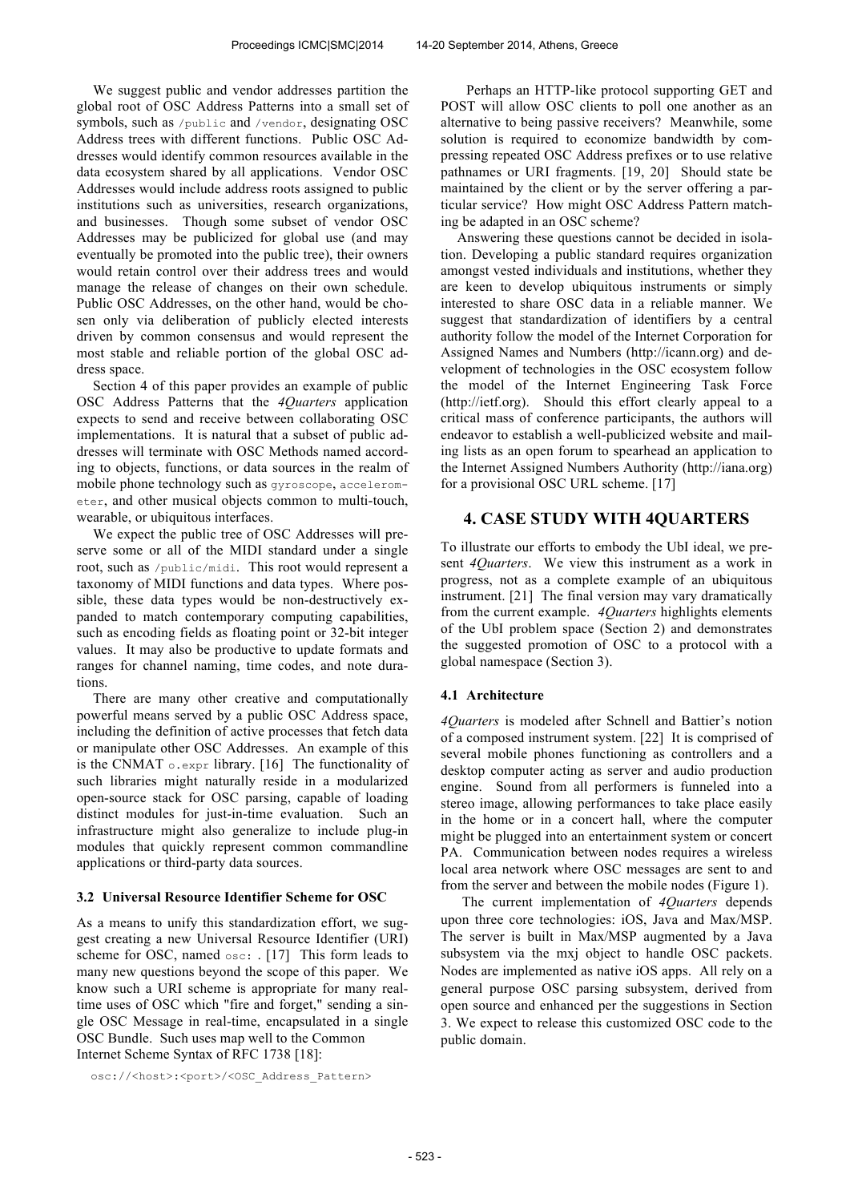We suggest public and vendor addresses partition the global root of OSC Address Patterns into a small set of symbols, such as `/public` and `/vendor`, designating OSC Address trees with different functions. Public OSC Addresses would identify common resources available in the data ecosystem shared by all applications. Vendor OSC Addresses would include address roots assigned to public institutions such as universities, research organizations, and businesses. Though some subset of vendor OSC Addresses may be publicized for global use (and may eventually be promoted into the public tree), their owners would retain control over their address trees and would manage the release of changes on their own schedule. Public OSC Addresses, on the other hand, would be chosen only via deliberation of publicly elected interests driven by common consensus and would represent the most stable and reliable portion of the global OSC address space.

Section 4 of this paper provides an example of public OSC Address Patterns that the *4Quarters* application expects to send and receive between collaborating OSC implementations. It is natural that a subset of public addresses will terminate with OSC Methods named according to objects, functions, or data sources in the realm of mobile phone technology such as `gyroscope`, `accelerometer`, and other musical objects common to multi-touch, wearable, or ubiquitous interfaces.

We expect the public tree of OSC Addresses will preserve some or all of the MIDI standard under a single root, such as `/public/midi`. This root would represent a taxonomy of MIDI functions and data types. Where possible, these data types would be non-destructively expanded to match contemporary computing capabilities, such as encoding fields as floating point or 32-bit integer values. It may also be productive to update formats and ranges for channel naming, time codes, and note durations.

There are many other creative and computationally powerful means served by a public OSC Address space, including the definition of active processes that fetch data or manipulate other OSC Addresses. An example of this is the CNMAT `o.expr` library. [16] The functionality of such libraries might naturally reside in a modularized open-source stack for OSC parsing, capable of loading distinct modules for just-in-time evaluation. Such an infrastructure might also generalize to include plug-in modules that quickly represent common commandline applications or third-party data sources.

### 3.2 Universal Resource Identifier Scheme for OSC

As a means to unify this standardization effort, we suggest creating a new Universal Resource Identifier (URI) scheme for OSC, named `osc:` . [17] This form leads to many new questions beyond the scope of this paper. We know such a URI scheme is appropriate for many real-time uses of OSC which "fire and forget," sending a single OSC Message in real-time, encapsulated in a single OSC Bundle. Such uses map well to the Common Internet Scheme Syntax of RFC 1738 [18]:

```
osc://<host>:<port>/<OSC_Address_Pattern>
```

Perhaps an HTTP-like protocol supporting GET and POST will allow OSC clients to poll one another as an alternative to being passive receivers? Meanwhile, some solution is required to economize bandwidth by compressing repeated OSC Address prefixes or to use relative pathnames or URI fragments. [19, 20] Should state be maintained by the client or by the server offering a particular service? How might OSC Address Pattern matching be adapted in an OSC scheme?

Answering these questions cannot be decided in isolation. Developing a public standard requires organization amongst vested individuals and institutions, whether they are keen to develop ubiquitous instruments or simply interested to share OSC data in a reliable manner. We suggest that standardization of identifiers by a central authority follow the model of the Internet Corporation for Assigned Names and Numbers (http://icann.org) and development of technologies in the OSC ecosystem follow the model of the Internet Engineering Task Force (http://ietf.org). Should this effort clearly appeal to a critical mass of conference participants, the authors will endeavor to establish a well-publicized website and mailing lists as an open forum to spearhead an application to the Internet Assigned Numbers Authority (http://iana.org) for a provisional OSC URL scheme. [17]

## 4. CASE STUDY WITH 4QUARTERS

To illustrate our efforts to embody the UbI ideal, we present *4Quarters*. We view this instrument as a work in progress, not as a complete example of an ubiquitous instrument. [21] The final version may vary dramatically from the current example. *4Quarters* highlights elements of the UbI problem space (Section 2) and demonstrates the suggested promotion of OSC to a protocol with a global namespace (Section 3).

### 4.1 Architecture

*4Quarters* is modeled after Schnell and Battier's notion of a composed instrument system. [22] It is comprised of several mobile phones functioning as controllers and a desktop computer acting as server and audio production engine. Sound from all performers is funneled into a stereo image, allowing performances to take place easily in the home or in a concert hall, where the computer might be plugged into an entertainment system or concert PA. Communication between nodes requires a wireless local area network where OSC messages are sent to and from the server and between the mobile nodes (Figure 1).

The current implementation of *4Quarters* depends upon three core technologies: iOS, Java and Max/MSP. The server is built in Max/MSP augmented by a Java subsystem via the mxj object to handle OSC packets. Nodes are implemented as native iOS apps. All rely on a general purpose OSC parsing subsystem, derived from open source and enhanced per the suggestions in Section 3. We expect to release this customized OSC code to the public domain.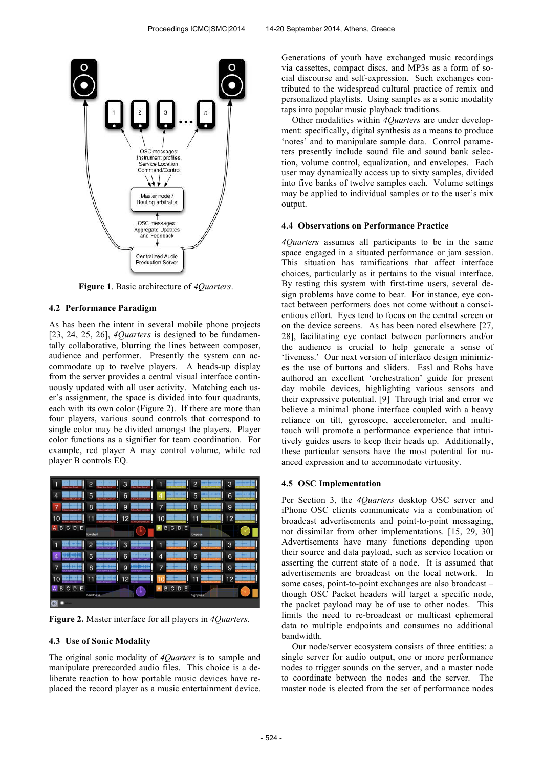Figure 1. Basic architecture of *4Quarters*.

### 4.2 Performance Paradigm

As has been the intent in several mobile phone projects [23, 24, 25, 26], *4Quarters* is designed to be fundamentally collaborative, blurring the lines between composer, audience and performer. Presently the system can accommodate up to twelve players. A heads-up display from the server provides a central visual interface continuously updated with all user activity. Matching each user's assignment, the space is divided into four quadrants, each with its own color (Figure 2). If there are more than four players, various sound controls that correspond to single color may be divided amongst the players. Player color functions as a signifier for team coordination. For example, red player A may control volume, while red player B controls EQ.

Figure 2. Master interface for all players in *4Quarters*.

### 4.3 Use of Sonic Modality

The original sonic modality of *4Quarters* is to sample and manipulate prerecorded audio files. This choice is a deliberate reaction to how portable music devices have replaced the record player as a music entertainment device. Generations of youth have exchanged music recordings via cassettes, compact discs, and MP3s as a form of social discourse and self-expression. Such exchanges contributed to the widespread cultural practice of remix and personalized playlists. Using samples as a sonic modality taps into popular music playback traditions.

Other modalities within *4Quarters* are under development: specifically, digital synthesis as a means to produce 'notes' and to manipulate sample data. Control parameters presently include sound file and sound bank selection, volume control, equalization, and envelopes. Each user may dynamically access up to sixty samples, divided into five banks of twelve samples each. Volume settings may be applied to individual samples or to the user's mix output.

### 4.4 Observations on Performance Practice

*4Quarters* assumes all participants to be in the same space engaged in a situated performance or jam session. This situation has ramifications that affect interface choices, particularly as it pertains to the visual interface. By testing this system with first-time users, several design problems have come to bear. For instance, eye contact between performers does not come without a conscientious effort. Eyes tend to focus on the central screen or on the device screens. As has been noted elsewhere [27, 28], facilitating eye contact between performers and/or the audience is crucial to help generate a sense of 'liveness.' Our next version of interface design minimizes the use of buttons and sliders. Essl and Rohs have authored an excellent 'orchestration' guide for present day mobile devices, highlighting various sensors and their expressive potential. [9] Through trial and error we believe a minimal phone interface coupled with a heavy reliance on tilt, gyroscope, accelerometer, and multi-touch will promote a performance experience that intuitively guides users to keep their heads up. Additionally, these particular sensors have the most potential for nuanced expression and to accommodate virtuosity.

### 4.5 OSC Implementation

Per Section 3, the *4Quarters* desktop OSC server and iPhone OSC clients communicate via a combination of broadcast advertisements and point-to-point messaging, not dissimilar from other implementations. [15, 29, 30] Advertisements have many functions depending upon their source and data payload, such as service location or asserting the current state of a node. It is assumed that advertisements are broadcast on the local network. In some cases, point-to-point exchanges are also broadcast – though OSC Packet headers will target a specific node, the packet payload may be of use to other nodes. This limits the need to re-broadcast or multicast ephemeral data to multiple endpoints and consumes no additional bandwidth.

Our node/server ecosystem consists of three entities: a single server for audio output, one or more performance nodes to trigger sounds on the server, and a master node to coordinate between the nodes and the server. The master node is elected from the set of performance nodes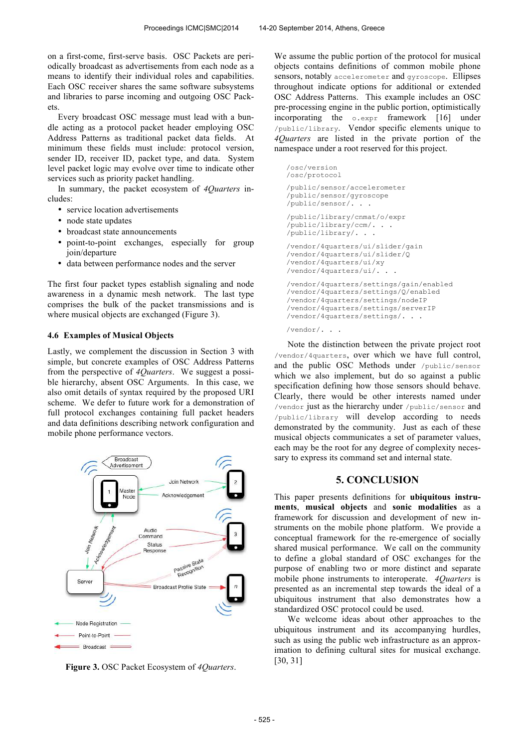on a first-come, first-serve basis. OSC Packets are periodically broadcast as advertisements from each node as a means to identify their individual roles and capabilities. Each OSC receiver shares the same software subsystems and libraries to parse incoming and outgoing OSC Packets.

Every broadcast OSC message must lead with a bundle acting as a protocol packet header employing OSC Address Patterns as traditional packet data fields. At minimum these fields must include: protocol version, sender ID, receiver ID, packet type, and data. System level packet logic may evolve over time to indicate other services such as priority packet handling.

In summary, the packet ecosystem of *4Quarters* includes:

- service location advertisements
- node state updates
- broadcast state announcements
- point-to-point exchanges, especially for group join/departure
- data between performance nodes and the server

The first four packet types establish signaling and node awareness in a dynamic mesh network. The last type comprises the bulk of the packet transmissions and is where musical objects are exchanged (Figure 3).

### 4.6 Examples of Musical Objects

Lastly, we complement the discussion in Section 3 with simple, but concrete examples of OSC Address Patterns from the perspective of *4Quarters*. We suggest a possible hierarchy, absent OSC Arguments. In this case, we also omit details of syntax required by the proposed URI scheme. We defer to future work for a demonstration of full protocol exchanges containing full packet headers and data definitions describing network configuration and mobile phone performance vectors.

**Figure 3.** OSC Packet Ecosystem of *4Quarters*.

We assume the public portion of the protocol for musical objects contains definitions of common mobile phone sensors, notably `accelerometer` and `gyroscope`. Ellipses throughout indicate options for additional or extended OSC Address Patterns. This example includes an OSC pre-processing engine in the public portion, optimistically incorporating the `o.expr` framework [16] under `/public/library`. Vendor specific elements unique to *4Quarters* are listed in the private portion of the namespace under a root reserved for this project.

```
/osc/version
/osc/protocol

/public/sensor/accelerometer
/public/sensor/gyroscope
/public/sensor/. . .

/public/library/cnmat/o/expr
/public/library/ccm/. . .
/public/library/. . .

/vendor/4quarters/ui/slider/gain
/vendor/4quarters/ui/slider/Q
/vendor/4quarters/ui/xy
/vendor/4quarters/ui/. . .

/vendor/4quarters/settings/gain/enabled
/vendor/4quarters/settings/Q/enabled
/vendor/4quarters/settings/nodeIP
/vendor/4quarters/settings/serverIP
/vendor/4quarters/settings/. . .

/vendor/. . .
```

Note the distinction between the private project root `/vendor/4quarters`, over which we have full control, and the public OSC Methods under `/public/sensor` which we also implement, but do so against a public specification defining how those sensors should behave. Clearly, there would be other interests named under `/vendor` just as the hierarchy under `/public/sensor` and `/public/library` will develop according to needs demonstrated by the community. Just as each of these musical objects communicates a set of parameter values, each may be the root for any degree of complexity necessary to express its command set and internal state.

## 5. CONCLUSION

This paper presents definitions for **ubiquitous instruments**, **musical objects** and **sonic modalities** as a framework for discussion and development of new instruments on the mobile phone platform. We provide a conceptual framework for the re-emergence of socially shared musical performance. We call on the community to define a global standard of OSC exchanges for the purpose of enabling two or more distinct and separate mobile phone instruments to interoperate. *4Quarters* is presented as an incremental step towards the ideal of a ubiquitous instrument that also demonstrates how a standardized OSC protocol could be used.

We welcome ideas about other approaches to the ubiquitous instrument and its accompanying hurdles, such as using the public web infrastructure as an approximation to defining cultural sites for musical exchange. [30, 31]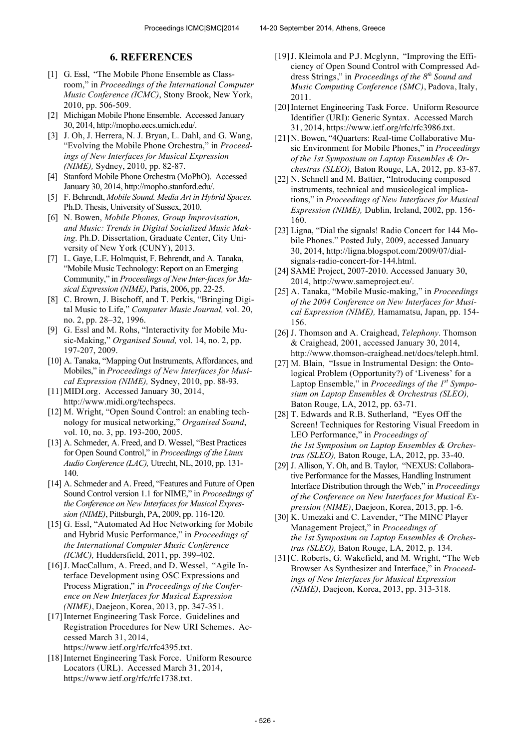## 6. REFERENCES

[1] G. Essl, "The Mobile Phone Ensemble as Classroom," in *Proceedings of the International Computer Music Conference (ICMC)*, Stony Brook, New York, 2010, pp. 506-509.

[2] Michigan Mobile Phone Ensemble. Accessed January 30, 2014, http://mopho.eecs.umich.edu/.

[3] J. Oh, J. Herrera, N. J. Bryan, L. Dahl, and G. Wang, "Evolving the Mobile Phone Orchestra," in *Proceedings of New Interfaces for Musical Expression (NIME),* Sydney, 2010, pp. 82-87.

[4] Stanford Mobile Phone Orchestra (MoPhO). Accessed January 30, 2014, http://mopho.stanford.edu/.

[5] F. Behrendt, *Mobile Sound. Media Art in Hybrid Spaces.* Ph.D. Thesis, University of Sussex, 2010.

[6] N. Bowen, *Mobile Phones, Group Improvisation, and Music: Trends in Digital Socialized Music Making*. Ph.D. Dissertation, Graduate Center, City University of New York (CUNY), 2013.

[7] L. Gaye, L.E. Holmquist, F. Behrendt, and A. Tanaka, "Mobile Music Technology: Report on an Emerging Community," in *Proceedings of New Inter-faces for Musical Expression (NIME)*, Paris, 2006, pp. 22-25.

[8] C. Brown, J. Bischoff, and T. Perkis, "Bringing Digital Music to Life," *Computer Music Journal,* vol. 20, no. 2, pp. 28–32, 1996.

[9] G. Essl and M. Rohs, "Interactivity for Mobile Music-Making," *Organised Sound,* vol. 14, no. 2, pp. 197-207, 2009.

[10] A. Tanaka, "Mapping Out Instruments, Affordances, and Mobiles," in *Proceedings of New Interfaces for Musical Expression (NIME),* Sydney, 2010, pp. 88-93.

[11] MIDI.org. Accessed January 30, 2014, http://www.midi.org/techspecs.

[12] M. Wright, "Open Sound Control: an enabling technology for musical networking," *Organised Sound*, vol. 10, no. 3, pp. 193-200, 2005.

[13] A. Schmeder, A. Freed, and D. Wessel, "Best Practices for Open Sound Control," in *Proceedings of the Linux Audio Conference (LAC),* Utrecht, NL, 2010, pp. 131-140.

[14] A. Schmeder and A. Freed, "Features and Future of Open Sound Control version 1.1 for NIME," in *Proceedings of the Conference on New Interfaces for Musical Expression (NIME)*, Pittsburgh, PA, 2009, pp. 116-120.

[15] G. Essl, "Automated Ad Hoc Networking for Mobile and Hybrid Music Performance," in *Proceedings of the International Computer Music Conference (ICMC),* Huddersfield, 2011, pp. 399-402.

[16] J. MacCallum, A. Freed, and D. Wessel, "Agile Interface Development using OSC Expressions and Process Migration," in *Proceedings of the Conference on New Interfaces for Musical Expression (NIME)*, Daejeon, Korea, 2013, pp. 347-351.

[17] Internet Engineering Task Force. Guidelines and Registration Procedures for New URI Schemes. Accessed March 31, 2014, https://www.ietf.org/rfc/rfc4395.txt.

[18] Internet Engineering Task Force. Uniform Resource Locators (URL). Accessed March 31, 2014, https://www.ietf.org/rfc/rfc1738.txt.

[19] J. Kleimola and P.J. Mcglynn, "Improving the Efficiency of Open Sound Control with Compressed Address Strings," in *Proceedings of the 8th Sound and Music Computing Conference (SMC)*, Padova, Italy, 2011.

[20] Internet Engineering Task Force. Uniform Resource Identifier (URI): Generic Syntax. Accessed March 31, 2014, https://www.ietf.org/rfc/rfc3986.txt.

[21] N. Bowen, "4Quarters: Real-time Collaborative Music Environment for Mobile Phones," in *Proceedings of the 1st Symposium on Laptop Ensembles & Orchestras (SLEO),* Baton Rouge, LA, 2012, pp. 83-87.

[22] N. Schnell and M. Battier, "Introducing composed instruments, technical and musicological implications," in *Proceedings of New Interfaces for Musical Expression (NIME),* Dublin, Ireland, 2002, pp. 156-160.

[23] Ligna, "Dial the signals! Radio Concert for 144 Mobile Phones." Posted July, 2009, accessed January 30, 2014, http://ligna.blogspot.com/2009/07/dial-signals-radio-concert-for-144.html.

[24] SAME Project, 2007-2010. Accessed January 30, 2014, http://www.sameproject.eu/.

[25] A. Tanaka, "Mobile Music-making," in *Proceedings of the 2004 Conference on New Interfaces for Musical Expression (NIME),* Hamamatsu, Japan, pp. 154-156.

[26] J. Thomson and A. Craighead, *Telephony*. Thomson & Craighead, 2001, accessed January 30, 2014, http://www.thomson-craighead.net/docs/teleph.html.

[27] M. Blain, "Issue in Instrumental Design: the Ontological Problem (Opportunity?) of 'Liveness' for a Laptop Ensemble," in *Proceedings of the 1st Symposium on Laptop Ensembles & Orchestras (SLEO),* Baton Rouge, LA, 2012, pp. 63-71.

[28] T. Edwards and R.B. Sutherland, "Eyes Off the Screen! Techniques for Restoring Visual Freedom in LEO Performance," in *Proceedings of the 1st Symposium on Laptop Ensembles & Orchestras (SLEO),* Baton Rouge, LA, 2012, pp. 33-40.

[29] J. Allison, Y. Oh, and B. Taylor, "NEXUS: Collaborative Performance for the Masses, Handling Instrument Interface Distribution through the Web," in *Proceedings of the Conference on New Interfaces for Musical Expression (NIME)*, Daejeon, Korea, 2013, pp. 1-6.

[30] K. Umezaki and C. Lavender, "The MINC Player Management Project," in *Proceedings of the 1st Symposium on Laptop Ensembles & Orchestras (SLEO),* Baton Rouge, LA, 2012, p. 134.

[31] C. Roberts, G. Wakefield, and M. Wright, "The Web Browser As Synthesizer and Interface," in *Proceedings of New Interfaces for Musical Expression (NIME)*, Daejeon, Korea, 2013, pp. 313-318.